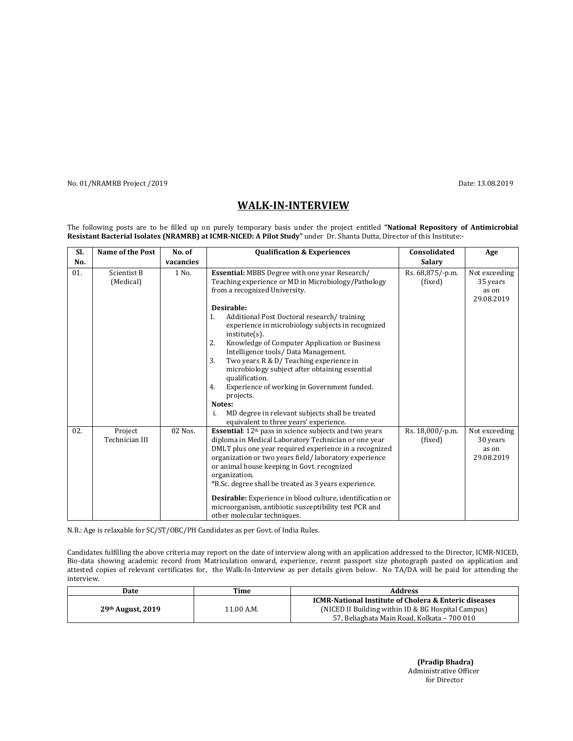No. 01/NRAMRB Project /2019 Date: 13.08.2019

## WALK-IN-INTERVIEW

The following posts are to be filled up on purely temporary basis under the project entitled **"National Repository of Antimicrobial Resistant Bacterial Isolates (NRAMRB) at ICMR-NICED: A Pilot Study"** under Dr. Shanta Dutta, Director of this Institute:-

| Sl. No. | Name of the Post | No. of vacancies | Qualification & Experiences | Consolidated Salary | Age |
|---|---|---|---|---|---|
| 01. | Scientist B (Medical) | 1 No. | **Essential:** MBBS Degree with one year Research/ Teaching experience or MD in Microbiology/Pathology from a recognized University.<br><br>**Desirable:**<br>1. Additional Post Doctoral research/ training experience in microbiology subjects in recognized institute(s).<br>2. Knowledge of Computer Application or Business Intelligence tools/ Data Management.<br>3. Two years R & D/ Teaching experience in microbiology subject after obtaining essential qualification.<br>4. Experience of working in Government funded. projects.<br>**Notes:**<br>i. MD degree in relevant subjects shall be treated equivalent to three years' experience. | Rs. 68,875/-p.m. (fixed) | Not exceeding 35 years as on 29.08.2019 |
| 02. | Project Technician III | 02 Nos. | **Essential**: 12th pass in science subjects and two years diploma in Medical Laboratory Technician or one year DMLT plus one year required experience in a recognized organization or two years field/ laboratory experience or animal house keeping in Govt. recognized organization.<br>*B.Sc. degree shall be treated as 3 years experience.<br><br>**Desirable:** Experience in blood culture, identification or microorganism, antibiotic susceptibility test PCR and other molecular techniques. | Rs. 18,000/-p.m. (fixed) | Not exceeding 30 years as on 29.08.2019 |

N.B.: Age is relaxable for SC/ST/OBC/PH Candidates as per Govt. of India Rules.

Candidates fulfilling the above criteria may report on the date of interview along with an application addressed to the Director, ICMR-NICED, Bio-data showing academic record from Matriculation onward, experience, recent passport size photograph pasted on application and attested copies of relevant certificates for, the Walk-In-Interview as per details given below. No TA/DA will be paid for attending the interview.

| Date | Time | Address |
|---|---|---|
| **29th August, 2019** | 11.00 A.M. | **ICMR-National Institute of Cholera & Enteric diseases**<br>(NICED II Building within ID & BG Hospital Campus)<br>57, Beliaghata Main Road, Kolkata – 700 010 |

**(Pradip Bhadra)**
Administrative Officer
for Director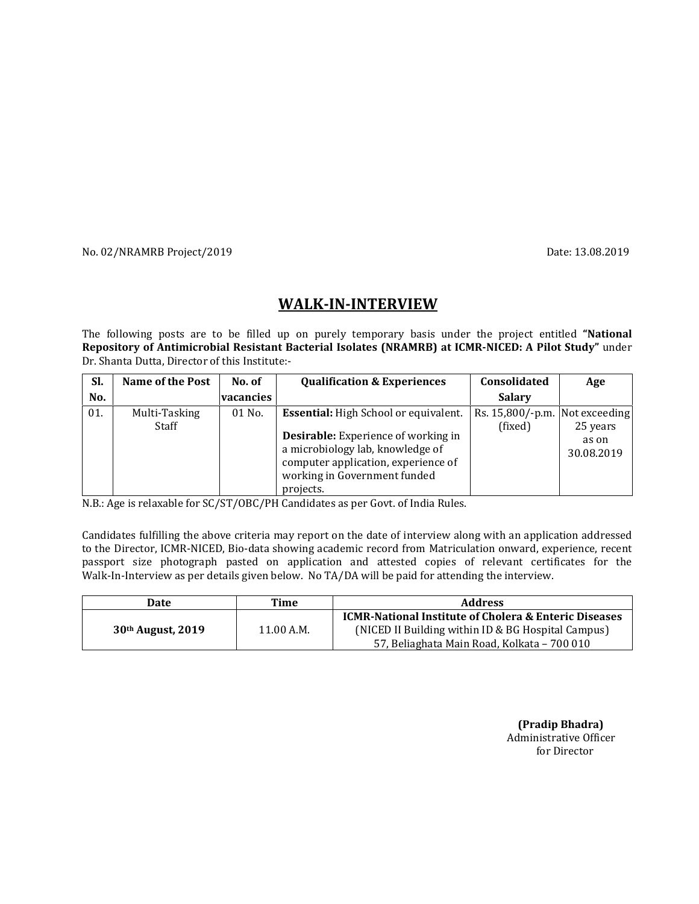No. 02/NRAMRB Project/2019 Date: 13.08.2019

# WALK-IN-INTERVIEW

The following posts are to be filled up on purely temporary basis under the project entitled **"National Repository of Antimicrobial Resistant Bacterial Isolates (NRAMRB) at ICMR-NICED: A Pilot Study"** under Dr. Shanta Dutta, Director of this Institute:-

| Sl. No. | Name of the Post | No. of vacancies | Qualification & Experiences | Consolidated Salary | Age |
|---|---|---|---|---|---|
| 01. | Multi-Tasking Staff | 01 No. | **Essential:** High School or equivalent. **Desirable:** Experience of working in a microbiology lab, knowledge of computer application, experience of working in Government funded projects. | Rs. 15,800/-p.m. (fixed) | Not exceeding 25 years as on 30.08.2019 |

N.B.: Age is relaxable for SC/ST/OBC/PH Candidates as per Govt. of India Rules.

Candidates fulfilling the above criteria may report on the date of interview along with an application addressed to the Director, ICMR-NICED, Bio-data showing academic record from Matriculation onward, experience, recent passport size photograph pasted on application and attested copies of relevant certificates for the Walk-In-Interview as per details given below. No TA/DA will be paid for attending the interview.

| Date | Time | Address |
|---|---|---|
| **30th August, 2019** | 11.00 A.M. | **ICMR-National Institute of Cholera & Enteric Diseases** (NICED II Building within ID & BG Hospital Campus) 57, Beliaghata Main Road, Kolkata – 700 010 |

**(Pradip Bhadra)**
Administrative Officer
for Director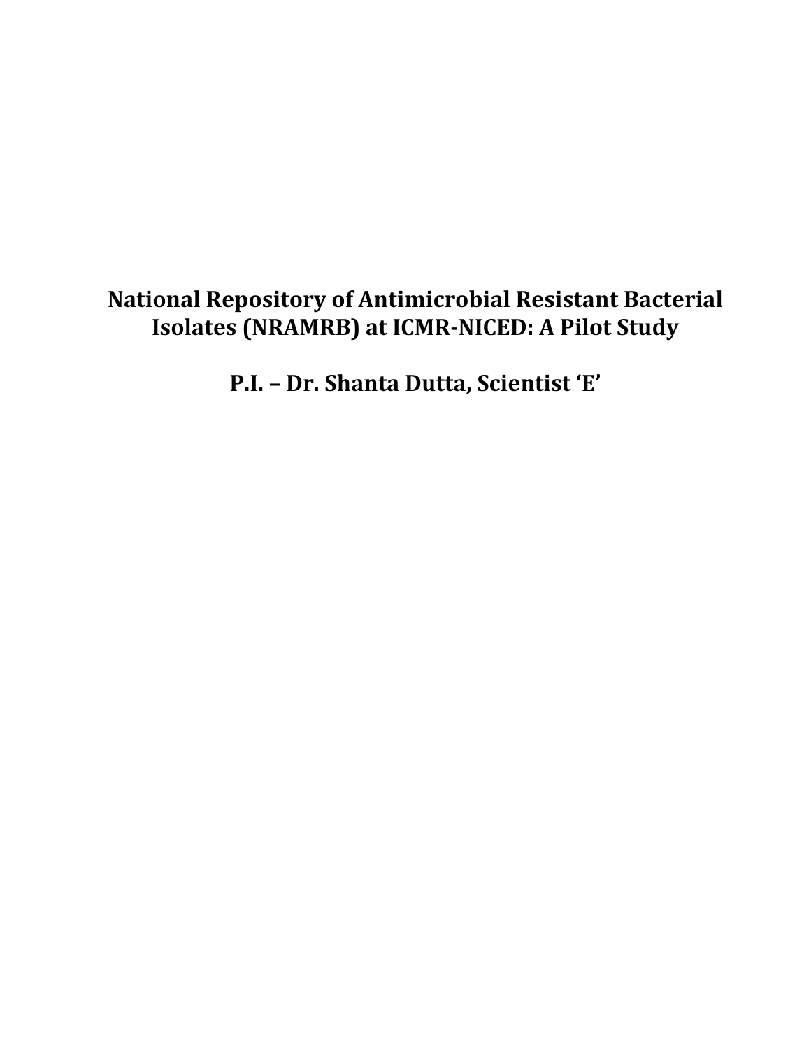# National Repository of Antimicrobial Resistant Bacterial Isolates (NRAMRB) at ICMR-NICED: A Pilot Study

## P.I. – Dr. Shanta Dutta, Scientist 'E'